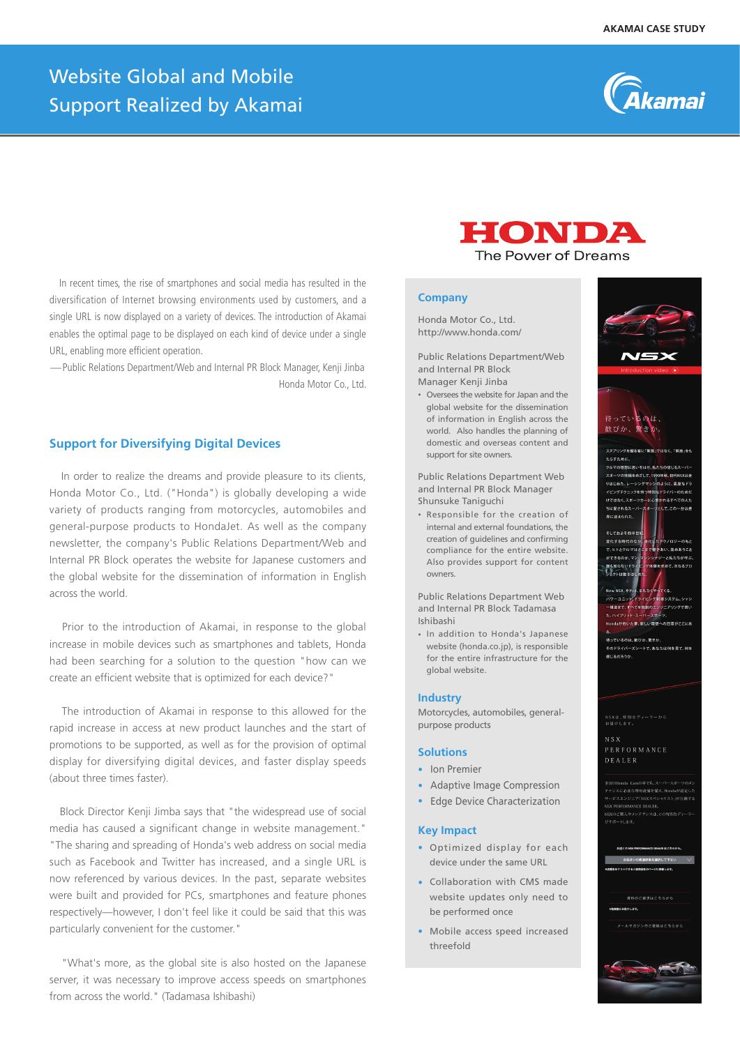# Website Global and Mobile Support Realized by Akamai

In recent times, the rise of smartphones and social media has resulted in the diversification of Internet browsing environments used by customers, and a single URL is now displayed on a variety of devices. The introduction of Akamai enables the optimal page to be displayed on each kind of device under a single URL, enabling more efficient operation.

—Public Relations Department/Web and Internal PR Block Manager, Kenji Jinba
Honda Motor Co., Ltd.

## Support for Diversifying Digital Devices

In order to realize the dreams and provide pleasure to its clients, Honda Motor Co., Ltd. ("Honda") is globally developing a wide variety of products ranging from motorcycles, automobiles and general-purpose products to HondaJet. As well as the company newsletter, the company's Public Relations Department/Web and Internal PR Block operates the website for Japanese customers and the global website for the dissemination of information in English across the world.

Prior to the introduction of Akamai, in response to the global increase in mobile devices such as smartphones and tablets, Honda had been searching for a solution to the question "how can we create an efficient website that is optimized for each device?"

The introduction of Akamai in response to this allowed for the rapid increase in access at new product launches and the start of promotions to be supported, as well as for the provision of optimal display for diversifying digital devices, and faster display speeds (about three times faster).

Block Director Kenji Jimba says that "the widespread use of social media has caused a significant change in website management." "The sharing and spreading of Honda's web address on social media such as Facebook and Twitter has increased, and a single URL is now referenced by various devices. In the past, separate websites were built and provided for PCs, smartphones and feature phones respectively—however, I don't feel like it could be said that this was particularly convenient for the customer."

"What's more, as the global site is also hosted on the Japanese server, it was necessary to improve access speeds on smartphones from across the world." (Tadamasa Ishibashi)

HONDA
The Power of Dreams

### Company

Honda Motor Co., Ltd.
http://www.honda.com/

Public Relations Department/Web and Internal PR Block Manager Kenji Jinba

- Oversees the website for Japan and the global website for the dissemination of information in English across the world. Also handles the planning of domestic and overseas content and support for site owners.

Public Relations Department Web and Internal PR Block Manager Shunsuke Taniguchi

- Responsible for the creation of internal and external foundations, the creation of guidelines and confirming compliance for the entire website. Also provides support for content owners.

Public Relations Department Web and Internal PR Block Tadamasa Ishibashi

- In addition to Honda's Japanese website (honda.co.jp), is responsible for the entire infrastructure for the global website.

### Industry

Motorcycles, automobiles, general-purpose products

### Solutions

- Ion Premier
- Adaptive Image Compression
- Edge Device Characterization

### Key Impact

- Optimized display for each device under the same URL
- Collaboration with CMS made website updates only need to be performed once
- Mobile access speed increased threefold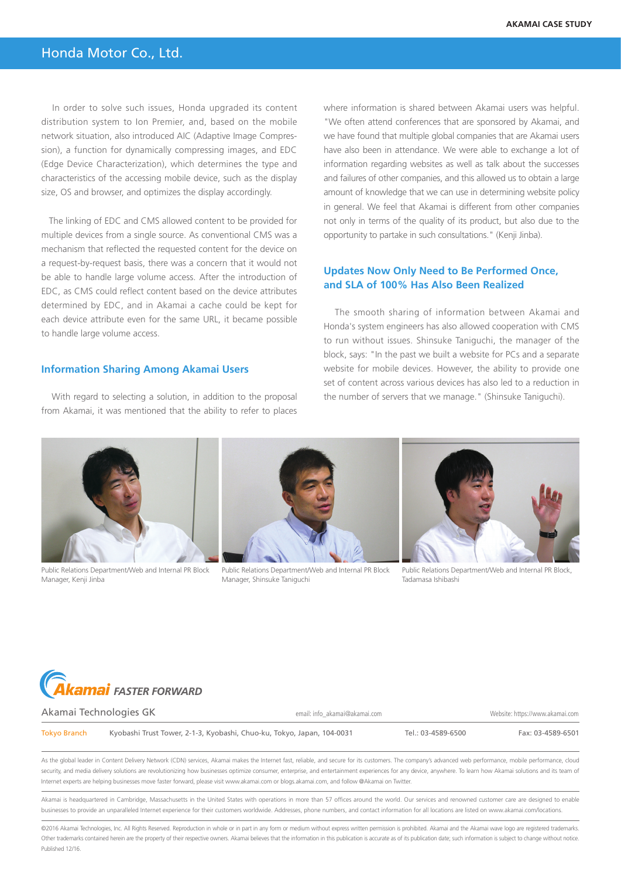In order to solve such issues, Honda upgraded its content distribution system to Ion Premier, and, based on the mobile network situation, also introduced AIC (Adaptive Image Compression), a function for dynamically compressing images, and EDC (Edge Device Characterization), which determines the type and characteristics of the accessing mobile device, such as the display size, OS and browser, and optimizes the display accordingly.

The linking of EDC and CMS allowed content to be provided for multiple devices from a single source. As conventional CMS was a mechanism that reflected the requested content for the device on a request-by-request basis, there was a concern that it would not be able to handle large volume access. After the introduction of EDC, as CMS could reflect content based on the device attributes determined by EDC, and in Akamai a cache could be kept for each device attribute even for the same URL, it became possible to handle large volume access.

### Information Sharing Among Akamai Users

With regard to selecting a solution, in addition to the proposal from Akamai, it was mentioned that the ability to refer to places where information is shared between Akamai users was helpful. "We often attend conferences that are sponsored by Akamai, and we have found that multiple global companies that are Akamai users have also been in attendance. We were able to exchange a lot of information regarding websites as well as talk about the successes and failures of other companies, and this allowed us to obtain a large amount of knowledge that we can use in determining website policy in general. We feel that Akamai is different from other companies not only in terms of the quality of its product, but also due to the opportunity to partake in such consultations." (Kenji Jinba).

### Updates Now Only Need to Be Performed Once, and SLA of 100% Has Also Been Realized

The smooth sharing of information between Akamai and Honda's system engineers has also allowed cooperation with CMS to run without issues. Shinsuke Taniguchi, the manager of the block, says: "In the past we built a website for PCs and a separate website for mobile devices. However, the ability to provide one set of content across various devices has also led to a reduction in the number of servers that we manage." (Shinsuke Taniguchi).

Public Relations Department/Web and Internal PR Block Manager, Kenji Jinba

Public Relations Department/Web and Internal PR Block Manager, Shinsuke Taniguchi

Public Relations Department/Web and Internal PR Block, Tadamasa Ishibashi

Akamai FASTER FORWARD

Akamai Technologies GK

email: info_akamai@akamai.com

Website: https://www.akamai.com

Tokyo Branch — Kyobashi Trust Tower, 2-1-3, Kyobashi, Chuo-ku, Tokyo, Japan, 104-0031 — Tel.: 03-4589-6500 — Fax: 03-4589-6501

As the global leader in Content Delivery Network (CDN) services, Akamai makes the Internet fast, reliable, and secure for its customers. The company's advanced web performance, mobile performance, cloud security, and media delivery solutions are revolutionizing how businesses optimize consumer, enterprise, and entertainment experiences for any device, anywhere. To learn how Akamai solutions and its team of Internet experts are helping businesses move faster forward, please visit www.akamai.com or blogs.akamai.com, and follow @Akamai on Twitter.

Akamai is headquartered in Cambridge, Massachusetts in the United States with operations in more than 57 offices around the world. Our services and renowned customer care are designed to enable businesses to provide an unparalleled Internet experience for their customers worldwide. Addresses, phone numbers, and contact information for all locations are listed on www.akamai.com/locations.

©2016 Akamai Technologies, Inc. All Rights Reserved. Reproduction in whole or in part in any form or medium without express written permission is prohibited. Akamai and the Akamai wave logo are registered trademarks. Other trademarks contained herein are the property of their respective owners. Akamai believes that the information in this publication is accurate as of its publication date; such information is subject to change without notice. Published 12/16.